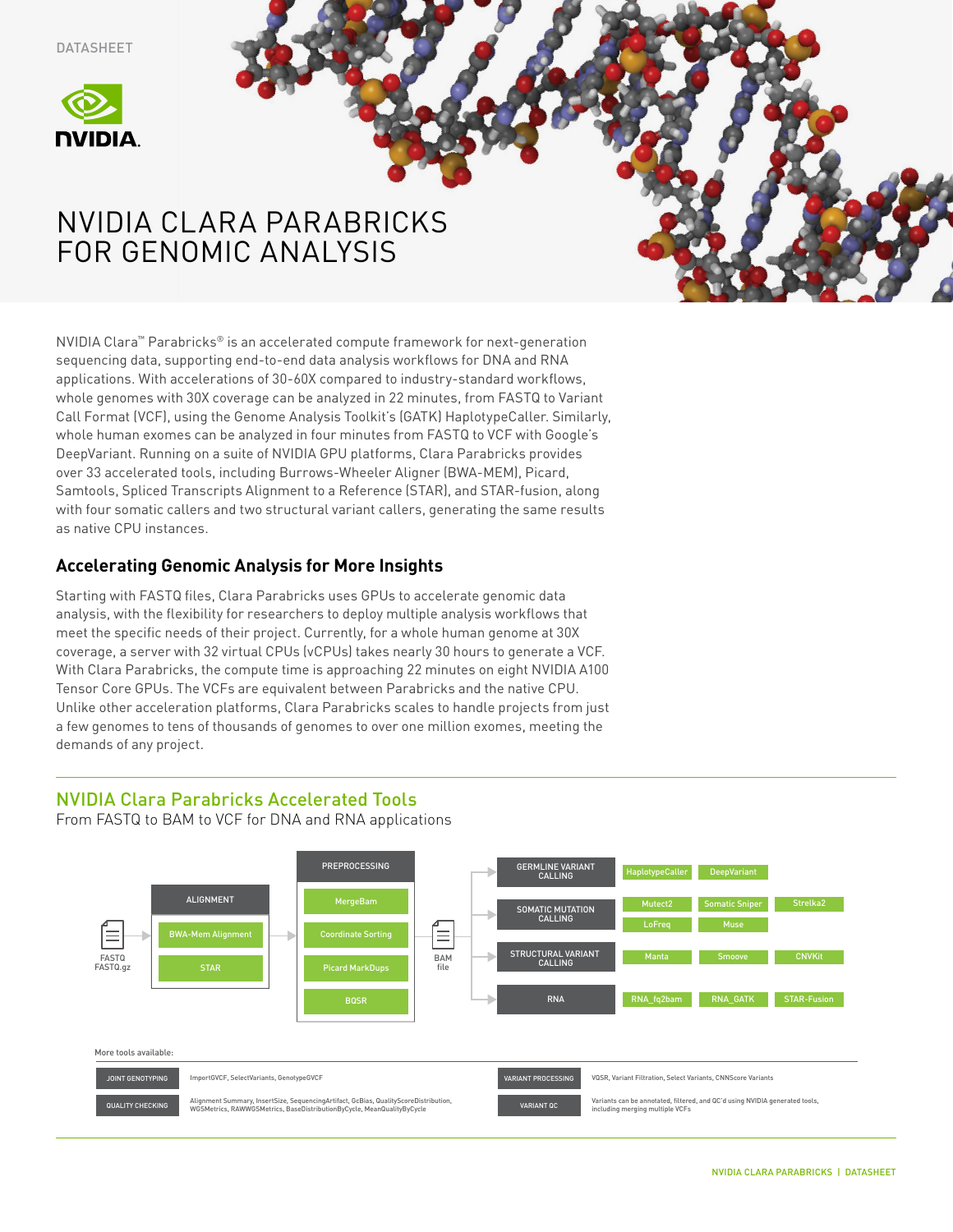DATASHEET

# NVIDIA CLARA PARABRICKS FOR GENOMIC ANALYSIS

NVIDIA Clara™ Parabricks® is an accelerated compute framework for next-generation sequencing data, supporting end-to-end data analysis workflows for DNA and RNA applications. With accelerations of 30-60X compared to industry-standard workflows, whole genomes with 30X coverage can be analyzed in 22 minutes, from FASTQ to Variant Call Format (VCF), using the Genome Analysis Toolkit's (GATK) HaplotypeCaller. Similarly, whole human exomes can be analyzed in four minutes from FASTQ to VCF with Google's DeepVariant. Running on a suite of NVIDIA GPU platforms, Clara Parabricks provides over 33 accelerated tools, including Burrows-Wheeler Aligner (BWA-MEM), Picard, Samtools, Spliced Transcripts Alignment to a Reference (STAR), and STAR-fusion, along with four somatic callers and two structural variant callers, generating the same results as native CPU instances.

## Accelerating Genomic Analysis for More Insights

Starting with FASTQ files, Clara Parabricks uses GPUs to accelerate genomic data analysis, with the flexibility for researchers to deploy multiple analysis workflows that meet the specific needs of their project. Currently, for a whole human genome at 30X coverage, a server with 32 virtual CPUs (vCPUs) takes nearly 30 hours to generate a VCF. With Clara Parabricks, the compute time is approaching 22 minutes on eight NVIDIA A100 Tensor Core GPUs. The VCFs are equivalent between Parabricks and the native CPU. Unlike other acceleration platforms, Clara Parabricks scales to handle projects from just a few genomes to tens of thousands of genomes to over one million exomes, meeting the demands of any project.

## NVIDIA Clara Parabricks Accelerated Tools

From FASTQ to BAM to VCF for DNA and RNA applications

- **FASTQ / FASTQ.gz**
- **ALIGNMENT**: BWA-Mem Alignment, STAR
- **PREPROCESSING**: MergeBam, Coordinate Sorting, Picard MarkDups, BQSR
- **BAM file**
- **GERMLINE VARIANT CALLING**: HaplotypeCaller, DeepVariant
- **SOMATIC MUTATION CALLING**: Mutect2, Somatic Sniper, Strelka2, LoFreq, Muse
- **STRUCTURAL VARIANT CALLING**: Manta, Smoove, CNVKit
- **RNA**: RNA_fq2bam, RNA_GATK, STAR-Fusion

More tools available:

| Category | Tools |
|---|---|
| JOINT GENOTYPING | ImportGVCF, SelectVariants, GenotypeGVCF |
| QUALITY CHECKING | Alignment Summary, InsertSize, SequencingArtifact, GcBias, QualityScoreDistribution, WGSMetrics, RAWWGSMetrics, BaseDistributionByCycle, MeanQualityByCycle |
| VARIANT PROCESSING | VQSR, Variant Filtration, Select Variants, CNNScore Variants |
| VARIANT QC | Variants can be annotated, filtered, and QC'd using NVIDIA generated tools, including merging multiple VCFs |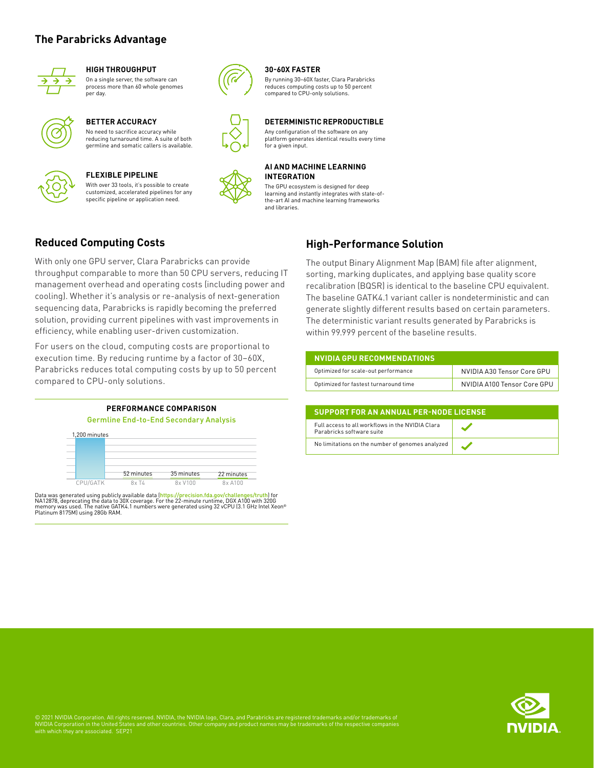## The Parabricks Advantage

### HIGH THROUGHPUT

On a single server, the software can process more than 60 whole genomes per day.

### BETTER ACCURACY

No need to sacrifice accuracy while reducing turnaround time. A suite of both germline and somatic callers is available.

### FLEXIBLE PIPELINE

With over 33 tools, it's possible to create customized, accelerated pipelines for any specific pipeline or application need.

### 30-60X FASTER

By running 30–60X faster, Clara Parabricks reduces computing costs up to 50 percent compared to CPU-only solutions.

### DETERMINISTIC REPRODUCTIBLE

Any configuration of the software on any platform generates identical results every time for a given input.

### AI AND MACHINE LEARNING INTEGRATION

The GPU ecosystem is designed for deep learning and instantly integrates with state-of-the-art AI and machine learning frameworks and libraries.

## Reduced Computing Costs

With only one GPU server, Clara Parabricks can provide throughput comparable to more than 50 CPU servers, reducing IT management overhead and operating costs (including power and cooling). Whether it's analysis or re-analysis of next-generation sequencing data, Parabricks is rapidly becoming the preferred solution, providing current pipelines with vast improvements in efficiency, while enabling user-driven customization.

For users on the cloud, computing costs are proportional to execution time. By reducing runtime by a factor of 30–60X, Parabricks reduces total computing costs by up to 50 percent compared to CPU-only solutions.

**PERFORMANCE COMPARISON**

Germline End-to-End Secondary Analysis

1,200 minutes
52 minutes
35 minutes
22 minutes
CPU/GATK
8x T4
8x V100
8x A100

Data was generated using publicly available data (https://precision.fda.gov/challenges/truth) for NA12878, deprecating the data to 30X coverage. For the 22-minute runtime, DGX A100 with 320G memory was used. The native GATK4.1 numbers were generated using 32 vCPU (3.1 GHz Intel Xeon® Platinum 8175M) using 28Gb RAM.

## High-Performance Solution

The output Binary Alignment Map (BAM) file after alignment, sorting, marking duplicates, and applying base quality score recalibration (BQSR) is identical to the baseline CPU equivalent. The baseline GATK4.1 variant caller is nondeterministic and can generate slightly different results based on certain parameters. The deterministic variant results generated by Parabricks is within 99.999 percent of the baseline results.

| NVIDIA GPU RECOMMENDATIONS | |
|---|---|
| Optimized for scale-out performance | NVIDIA A30 Tensor Core GPU |
| Optimized for fastest turnaround time | NVIDIA A100 Tensor Core GPU |

| SUPPORT FOR AN ANNUAL PER-NODE LICENSE | |
|---|---|
| Full access to all workflows in the NVIDIA Clara Parabricks software suite | ✓ |
| No limitations on the number of genomes analyzed | ✓ |

© 2021 NVIDIA Corporation. All rights reserved. NVIDIA, the NVIDIA logo, Clara, and Parabricks are registered trademarks and/or trademarks of NVIDIA Corporation in the United States and other countries. Other company and product names may be trademarks of the respective companies with which they are associated. SEP21